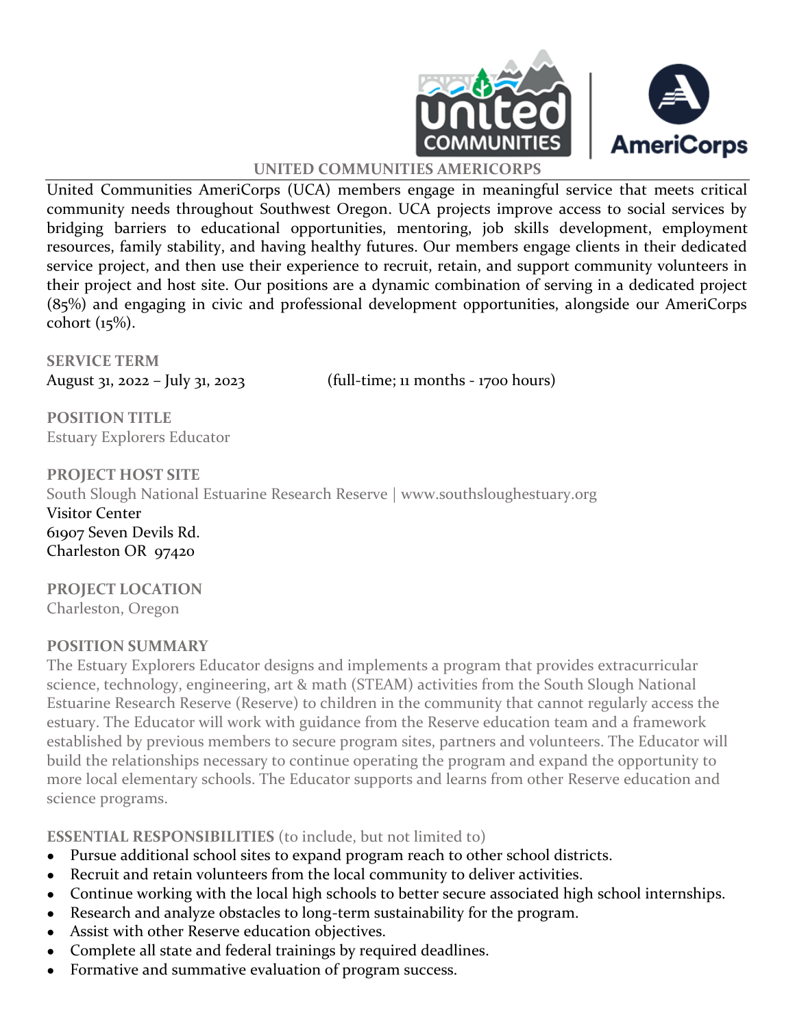# UNITED COMMUNITIES AMERICORPS

United Communities AmeriCorps (UCA) members engage in meaningful service that meets critical community needs throughout Southwest Oregon. UCA projects improve access to social services by bridging barriers to educational opportunities, mentoring, job skills development, employment resources, family stability, and having healthy futures. Our members engage clients in their dedicated service project, and then use their experience to recruit, retain, and support community volunteers in their project and host site. Our positions are a dynamic combination of serving in a dedicated project (85%) and engaging in civic and professional development opportunities, alongside our AmeriCorps cohort (15%).

## SERVICE TERM

August 31, 2022 – July 31, 2023 (full-time; 11 months - 1700 hours)

## POSITION TITLE

Estuary Explorers Educator

## PROJECT HOST SITE

South Slough National Estuarine Research Reserve | www.southsloughestuary.org
Visitor Center
61907 Seven Devils Rd.
Charleston OR 97420

## PROJECT LOCATION

Charleston, Oregon

## POSITION SUMMARY

The Estuary Explorers Educator designs and implements a program that provides extracurricular science, technology, engineering, art & math (STEAM) activities from the South Slough National Estuarine Research Reserve (Reserve) to children in the community that cannot regularly access the estuary. The Educator will work with guidance from the Reserve education team and a framework established by previous members to secure program sites, partners and volunteers. The Educator will build the relationships necessary to continue operating the program and expand the opportunity to more local elementary schools. The Educator supports and learns from other Reserve education and science programs.

## ESSENTIAL RESPONSIBILITIES (to include, but not limited to)

- Pursue additional school sites to expand program reach to other school districts.
- Recruit and retain volunteers from the local community to deliver activities.
- Continue working with the local high schools to better secure associated high school internships.
- Research and analyze obstacles to long-term sustainability for the program.
- Assist with other Reserve education objectives.
- Complete all state and federal trainings by required deadlines.
- Formative and summative evaluation of program success.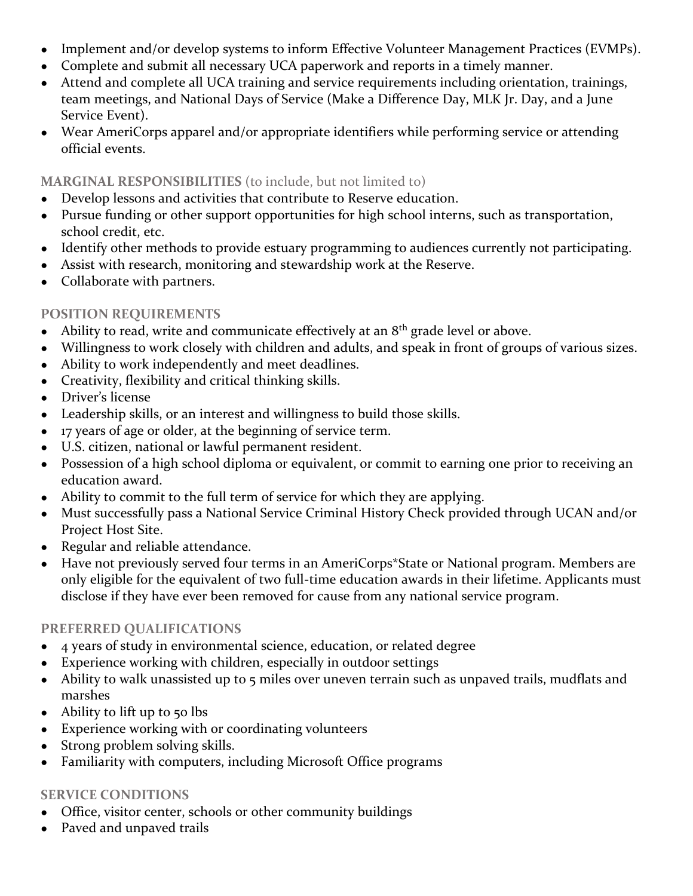- Implement and/or develop systems to inform Effective Volunteer Management Practices (EVMPs).
- Complete and submit all necessary UCA paperwork and reports in a timely manner.
- Attend and complete all UCA training and service requirements including orientation, trainings, team meetings, and National Days of Service (Make a Difference Day, MLK Jr. Day, and a June Service Event).
- Wear AmeriCorps apparel and/or appropriate identifiers while performing service or attending official events.

### MARGINAL RESPONSIBILITIES (to include, but not limited to)

- Develop lessons and activities that contribute to Reserve education.
- Pursue funding or other support opportunities for high school interns, such as transportation, school credit, etc.
- Identify other methods to provide estuary programming to audiences currently not participating.
- Assist with research, monitoring and stewardship work at the Reserve.
- Collaborate with partners.

### POSITION REQUIREMENTS

- Ability to read, write and communicate effectively at an 8th grade level or above.
- Willingness to work closely with children and adults, and speak in front of groups of various sizes.
- Ability to work independently and meet deadlines.
- Creativity, flexibility and critical thinking skills.
- Driver's license
- Leadership skills, or an interest and willingness to build those skills.
- 17 years of age or older, at the beginning of service term.
- U.S. citizen, national or lawful permanent resident.
- Possession of a high school diploma or equivalent, or commit to earning one prior to receiving an education award.
- Ability to commit to the full term of service for which they are applying.
- Must successfully pass a National Service Criminal History Check provided through UCAN and/or Project Host Site.
- Regular and reliable attendance.
- Have not previously served four terms in an AmeriCorps*State or National program. Members are only eligible for the equivalent of two full-time education awards in their lifetime. Applicants must disclose if they have ever been removed for cause from any national service program.

### PREFERRED QUALIFICATIONS

- 4 years of study in environmental science, education, or related degree
- Experience working with children, especially in outdoor settings
- Ability to walk unassisted up to 5 miles over uneven terrain such as unpaved trails, mudflats and marshes
- Ability to lift up to 50 lbs
- Experience working with or coordinating volunteers
- Strong problem solving skills.
- Familiarity with computers, including Microsoft Office programs

### SERVICE CONDITIONS

- Office, visitor center, schools or other community buildings
- Paved and unpaved trails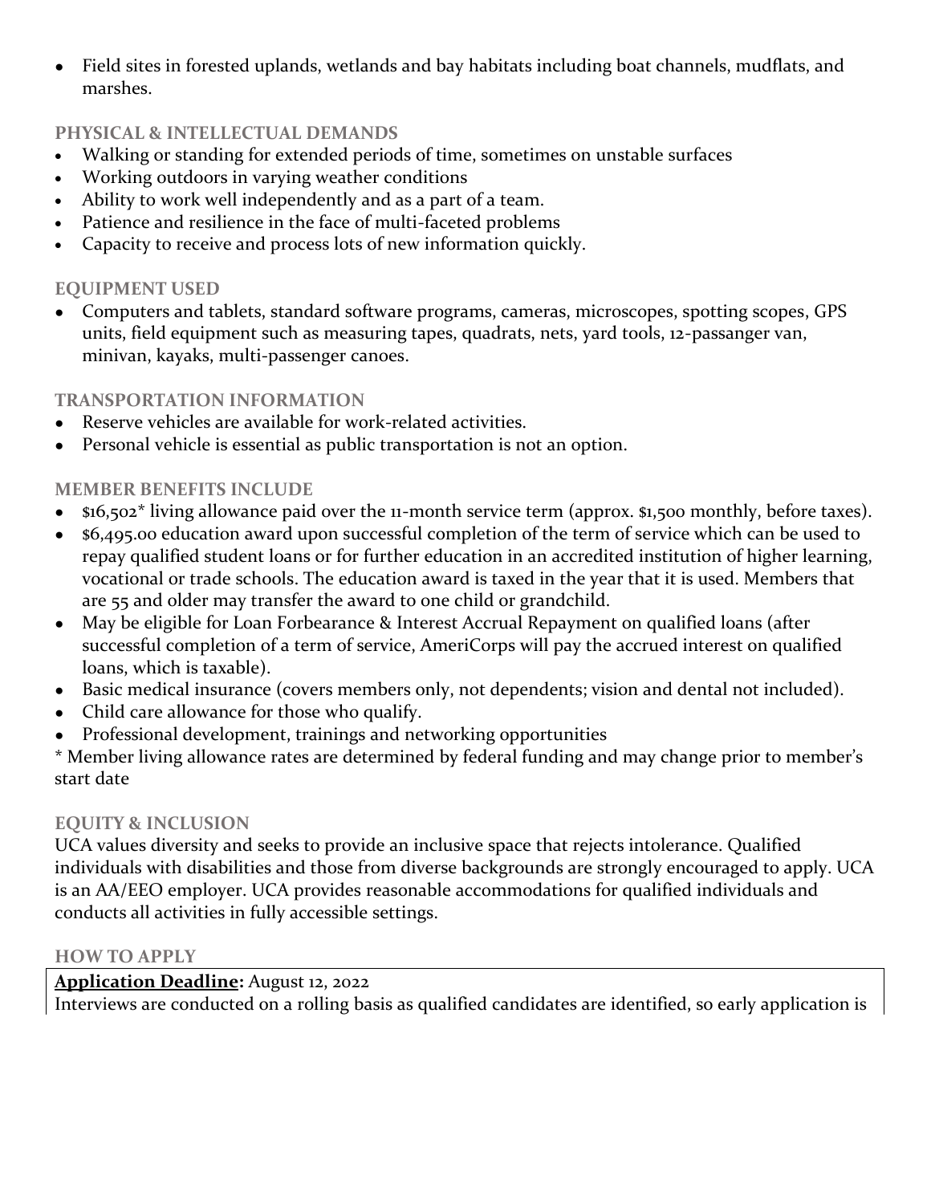- Field sites in forested uplands, wetlands and bay habitats including boat channels, mudflats, and marshes.

### PHYSICAL & INTELLECTUAL DEMANDS

- Walking or standing for extended periods of time, sometimes on unstable surfaces
- Working outdoors in varying weather conditions
- Ability to work well independently and as a part of a team.
- Patience and resilience in the face of multi-faceted problems
- Capacity to receive and process lots of new information quickly.

### EQUIPMENT USED

- Computers and tablets, standard software programs, cameras, microscopes, spotting scopes, GPS units, field equipment such as measuring tapes, quadrats, nets, yard tools, 12-passanger van, minivan, kayaks, multi-passenger canoes.

### TRANSPORTATION INFORMATION

- Reserve vehicles are available for work-related activities.
- Personal vehicle is essential as public transportation is not an option.

### MEMBER BENEFITS INCLUDE

- $16,502* living allowance paid over the 11-month service term (approx. $1,500 monthly, before taxes).
- $6,495.00 education award upon successful completion of the term of service which can be used to repay qualified student loans or for further education in an accredited institution of higher learning, vocational or trade schools. The education award is taxed in the year that it is used. Members that are 55 and older may transfer the award to one child or grandchild.
- May be eligible for Loan Forbearance & Interest Accrual Repayment on qualified loans (after successful completion of a term of service, AmeriCorps will pay the accrued interest on qualified loans, which is taxable).
- Basic medical insurance (covers members only, not dependents; vision and dental not included).
- Child care allowance for those who qualify.
- Professional development, trainings and networking opportunities

* Member living allowance rates are determined by federal funding and may change prior to member's start date

### EQUITY & INCLUSION

UCA values diversity and seeks to provide an inclusive space that rejects intolerance. Qualified individuals with disabilities and those from diverse backgrounds are strongly encouraged to apply. UCA is an AA/EEO employer. UCA provides reasonable accommodations for qualified individuals and conducts all activities in fully accessible settings.

### HOW TO APPLY

**Application Deadline:** August 12, 2022

Interviews are conducted on a rolling basis as qualified candidates are identified, so early application is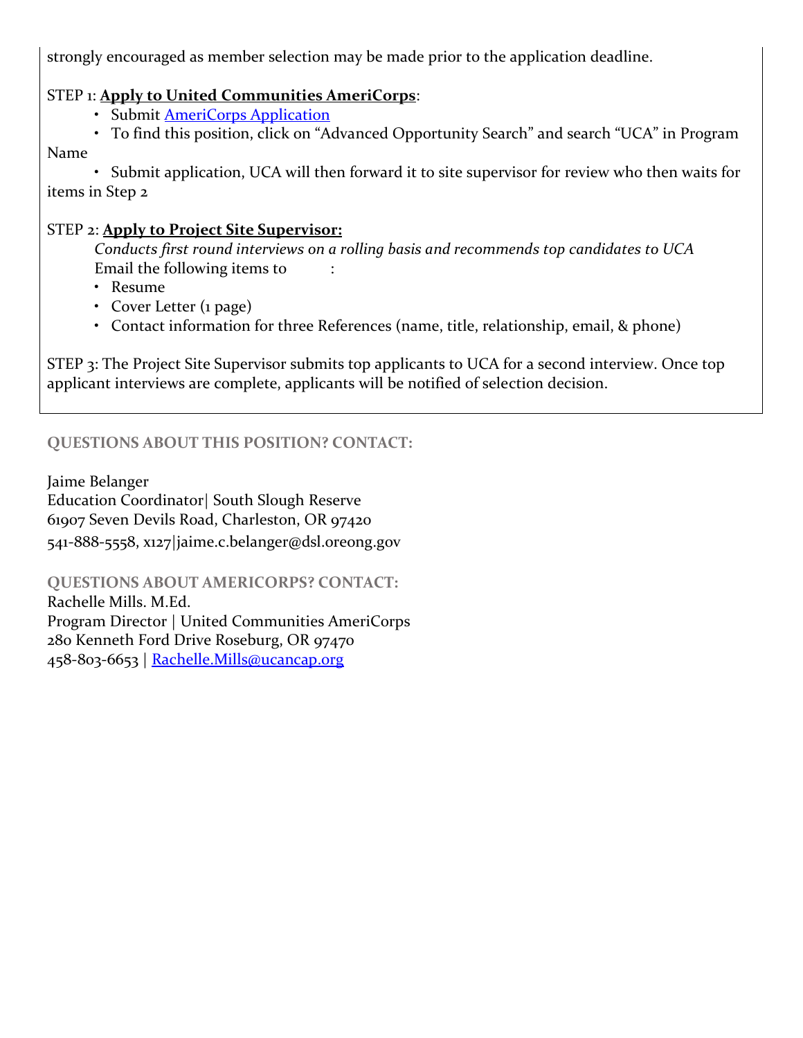strongly encouraged as member selection may be made prior to the application deadline.

STEP 1: **Apply to United Communities AmeriCorps**:

- Submit [AmeriCorps Application]
- To find this position, click on "Advanced Opportunity Search" and search "UCA" in Program Name
- Submit application, UCA will then forward it to site supervisor for review who then waits for items in Step 2

STEP 2: **Apply to Project Site Supervisor:**

*Conducts first round interviews on a rolling basis and recommends top candidates to UCA*

Email the following items to :

- Resume
- Cover Letter (1 page)
- Contact information for three References (name, title, relationship, email, & phone)

STEP 3: The Project Site Supervisor submits top applicants to UCA for a second interview. Once top applicant interviews are complete, applicants will be notified of selection decision.

**QUESTIONS ABOUT THIS POSITION? CONTACT:**

Jaime Belanger
Education Coordinator| South Slough Reserve
61907 Seven Devils Road, Charleston, OR 97420
541-888-5558, x127|jaime.c.belanger@dsl.oreong.gov

**QUESTIONS ABOUT AMERICORPS? CONTACT:**
Rachelle Mills. M.Ed.
Program Director | United Communities AmeriCorps
280 Kenneth Ford Drive Roseburg, OR 97470
458-803-6653 | Rachelle.Mills@ucancap.org